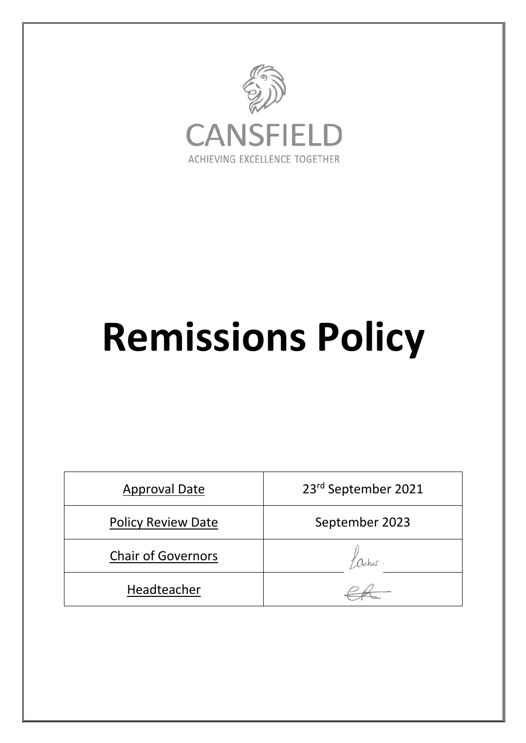CANSFIELD

ACHIEVING EXCELLENCE TOGETHER

# Remissions Policy

| Approval Date | 23rd September 2021 |
|---|---|
| Policy Review Date | September 2023 |
| Chair of Governors | |
| Headteacher | |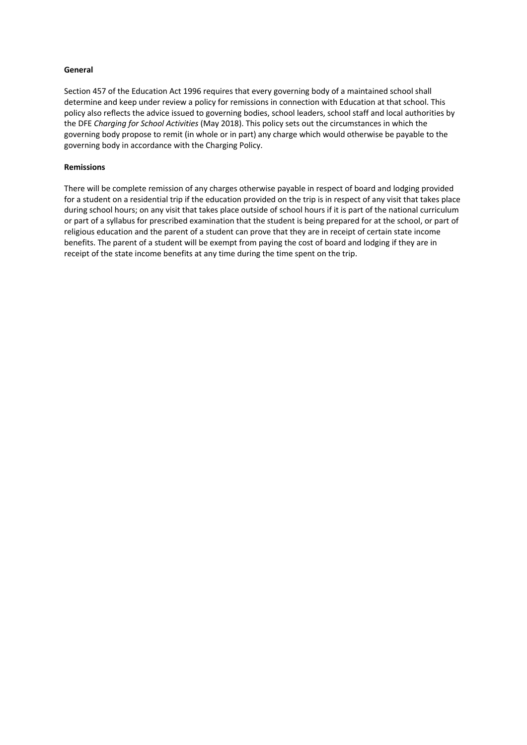**General**

Section 457 of the Education Act 1996 requires that every governing body of a maintained school shall determine and keep under review a policy for remissions in connection with Education at that school. This policy also reflects the advice issued to governing bodies, school leaders, school staff and local authorities by the DFE *Charging for School Activities* (May 2018). This policy sets out the circumstances in which the governing body propose to remit (in whole or in part) any charge which would otherwise be payable to the governing body in accordance with the Charging Policy.

**Remissions**

There will be complete remission of any charges otherwise payable in respect of board and lodging provided for a student on a residential trip if the education provided on the trip is in respect of any visit that takes place during school hours; on any visit that takes place outside of school hours if it is part of the national curriculum or part of a syllabus for prescribed examination that the student is being prepared for at the school, or part of religious education and the parent of a student can prove that they are in receipt of certain state income benefits. The parent of a student will be exempt from paying the cost of board and lodging if they are in receipt of the state income benefits at any time during the time spent on the trip.